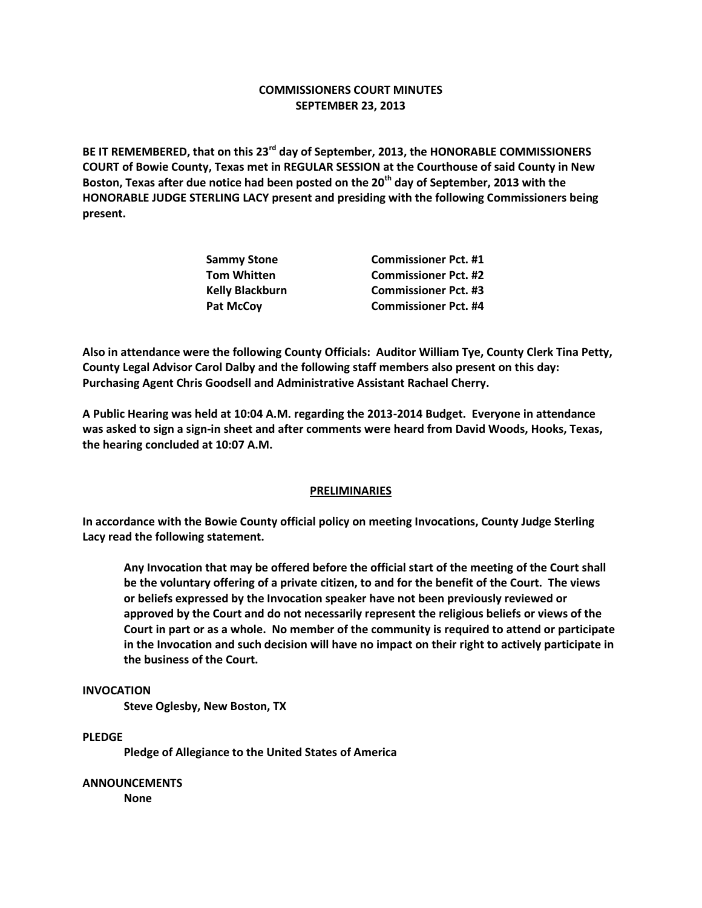**COMMISSIONERS COURT MINUTES**
**SEPTEMBER 23, 2013**

**BE IT REMEMBERED, that on this 23rd day of September, 2013, the HONORABLE COMMISSIONERS COURT of Bowie County, Texas met in REGULAR SESSION at the Courthouse of said County in New Boston, Texas after due notice had been posted on the 20th day of September, 2013 with the HONORABLE JUDGE STERLING LACY present and presiding with the following Commissioners being present.**

| | |
|---|---|
| **Sammy Stone** | **Commissioner Pct. #1** |
| **Tom Whitten** | **Commissioner Pct. #2** |
| **Kelly Blackburn** | **Commissioner Pct. #3** |
| **Pat McCoy** | **Commissioner Pct. #4** |

**Also in attendance were the following County Officials: Auditor William Tye, County Clerk Tina Petty, County Legal Advisor Carol Dalby and the following staff members also present on this day: Purchasing Agent Chris Goodsell and Administrative Assistant Rachael Cherry.**

**A Public Hearing was held at 10:04 A.M. regarding the 2013-2014 Budget. Everyone in attendance was asked to sign a sign-in sheet and after comments were heard from David Woods, Hooks, Texas, the hearing concluded at 10:07 A.M.**

## PRELIMINARIES

**In accordance with the Bowie County official policy on meeting Invocations, County Judge Sterling Lacy read the following statement.**

> **Any Invocation that may be offered before the official start of the meeting of the Court shall be the voluntary offering of a private citizen, to and for the benefit of the Court. The views or beliefs expressed by the Invocation speaker have not been previously reviewed or approved by the Court and do not necessarily represent the religious beliefs or views of the Court in part or as a whole. No member of the community is required to attend or participate in the Invocation and such decision will have no impact on their right to actively participate in the business of the Court.**

**INVOCATION**

**Steve Oglesby, New Boston, TX**

**PLEDGE**

**Pledge of Allegiance to the United States of America**

**ANNOUNCEMENTS**

**None**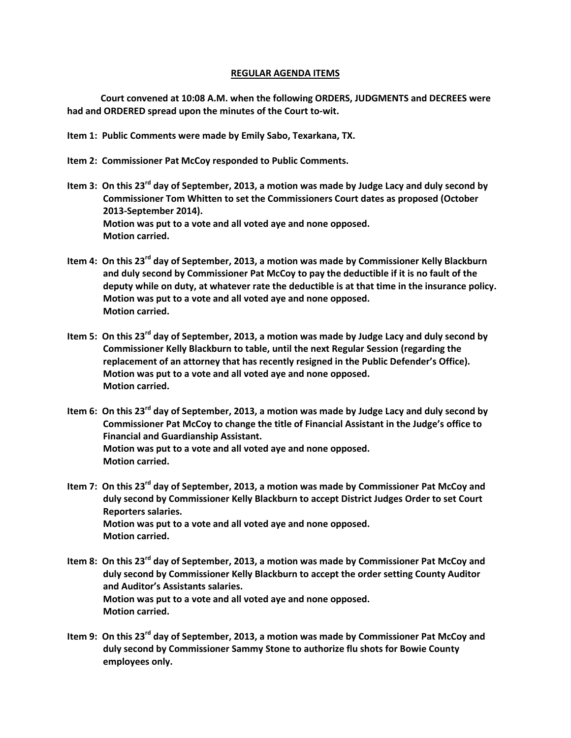## REGULAR AGENDA ITEMS

**Court convened at 10:08 A.M. when the following ORDERS, JUDGMENTS and DECREES were had and ORDERED spread upon the minutes of the Court to-wit.**

**Item 1: Public Comments were made by Emily Sabo, Texarkana, TX.**

**Item 2: Commissioner Pat McCoy responded to Public Comments.**

**Item 3: On this 23rd day of September, 2013, a motion was made by Judge Lacy and duly second by Commissioner Tom Whitten to set the Commissioners Court dates as proposed (October 2013-September 2014).**
**Motion was put to a vote and all voted aye and none opposed.**
**Motion carried.**

**Item 4: On this 23rd day of September, 2013, a motion was made by Commissioner Kelly Blackburn and duly second by Commissioner Pat McCoy to pay the deductible if it is no fault of the deputy while on duty, at whatever rate the deductible is at that time in the insurance policy.**
**Motion was put to a vote and all voted aye and none opposed.**
**Motion carried.**

**Item 5: On this 23rd day of September, 2013, a motion was made by Judge Lacy and duly second by Commissioner Kelly Blackburn to table, until the next Regular Session (regarding the replacement of an attorney that has recently resigned in the Public Defender's Office).**
**Motion was put to a vote and all voted aye and none opposed.**
**Motion carried.**

**Item 6: On this 23rd day of September, 2013, a motion was made by Judge Lacy and duly second by Commissioner Pat McCoy to change the title of Financial Assistant in the Judge's office to Financial and Guardianship Assistant.**
**Motion was put to a vote and all voted aye and none opposed.**
**Motion carried.**

**Item 7: On this 23rd day of September, 2013, a motion was made by Commissioner Pat McCoy and duly second by Commissioner Kelly Blackburn to accept District Judges Order to set Court Reporters salaries.**
**Motion was put to a vote and all voted aye and none opposed.**
**Motion carried.**

**Item 8: On this 23rd day of September, 2013, a motion was made by Commissioner Pat McCoy and duly second by Commissioner Kelly Blackburn to accept the order setting County Auditor and Auditor's Assistants salaries.**
**Motion was put to a vote and all voted aye and none opposed.**
**Motion carried.**

**Item 9: On this 23rd day of September, 2013, a motion was made by Commissioner Pat McCoy and duly second by Commissioner Sammy Stone to authorize flu shots for Bowie County employees only.**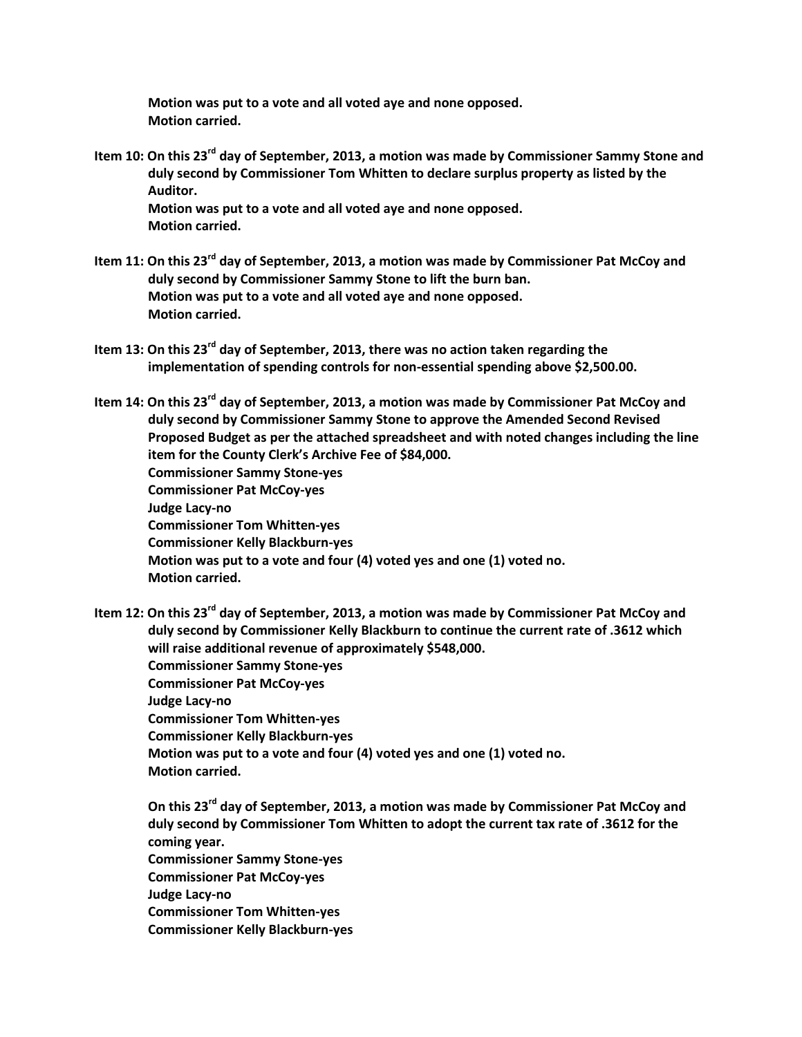**Motion was put to a vote and all voted aye and none opposed.**
**Motion carried.**

**Item 10: On this 23rd day of September, 2013, a motion was made by Commissioner Sammy Stone and duly second by Commissioner Tom Whitten to declare surplus property as listed by the Auditor.**
**Motion was put to a vote and all voted aye and none opposed.**
**Motion carried.**

**Item 11: On this 23rd day of September, 2013, a motion was made by Commissioner Pat McCoy and duly second by Commissioner Sammy Stone to lift the burn ban.**
**Motion was put to a vote and all voted aye and none opposed.**
**Motion carried.**

**Item 13: On this 23rd day of September, 2013, there was no action taken regarding the implementation of spending controls for non-essential spending above $2,500.00.**

**Item 14: On this 23rd day of September, 2013, a motion was made by Commissioner Pat McCoy and duly second by Commissioner Sammy Stone to approve the Amended Second Revised Proposed Budget as per the attached spreadsheet and with noted changes including the line item for the County Clerk's Archive Fee of $84,000.**
**Commissioner Sammy Stone-yes**
**Commissioner Pat McCoy-yes**
**Judge Lacy-no**
**Commissioner Tom Whitten-yes**
**Commissioner Kelly Blackburn-yes**
**Motion was put to a vote and four (4) voted yes and one (1) voted no.**
**Motion carried.**

**Item 12: On this 23rd day of September, 2013, a motion was made by Commissioner Pat McCoy and duly second by Commissioner Kelly Blackburn to continue the current rate of .3612 which will raise additional revenue of approximately $548,000.**
**Commissioner Sammy Stone-yes**
**Commissioner Pat McCoy-yes**
**Judge Lacy-no**
**Commissioner Tom Whitten-yes**
**Commissioner Kelly Blackburn-yes**
**Motion was put to a vote and four (4) voted yes and one (1) voted no.**
**Motion carried.**

**On this 23rd day of September, 2013, a motion was made by Commissioner Pat McCoy and duly second by Commissioner Tom Whitten to adopt the current tax rate of .3612 for the coming year.**
**Commissioner Sammy Stone-yes**
**Commissioner Pat McCoy-yes**
**Judge Lacy-no**
**Commissioner Tom Whitten-yes**
**Commissioner Kelly Blackburn-yes**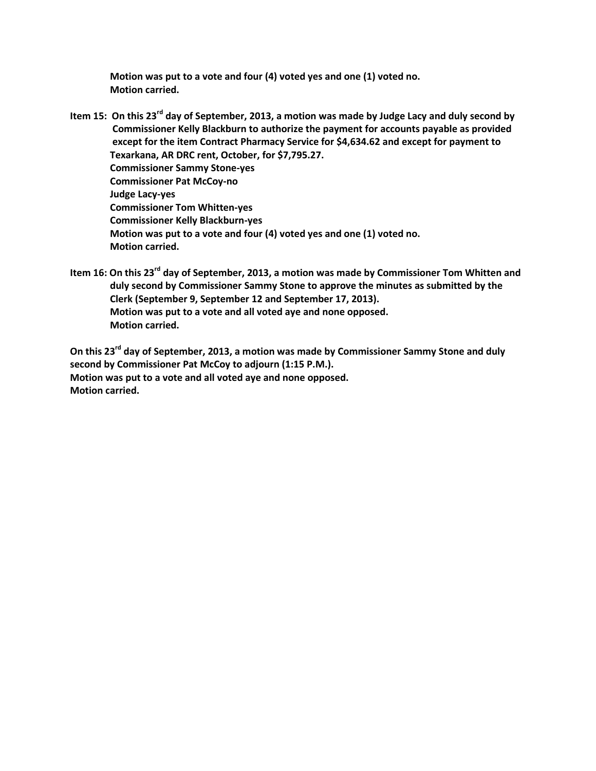**Motion was put to a vote and four (4) voted yes and one (1) voted no.**
**Motion carried.**

**Item 15: On this 23rd day of September, 2013, a motion was made by Judge Lacy and duly second by Commissioner Kelly Blackburn to authorize the payment for accounts payable as provided except for the item Contract Pharmacy Service for $4,634.62 and except for payment to Texarkana, AR DRC rent, October, for $7,795.27.**
**Commissioner Sammy Stone-yes**
**Commissioner Pat McCoy-no**
**Judge Lacy-yes**
**Commissioner Tom Whitten-yes**
**Commissioner Kelly Blackburn-yes**
**Motion was put to a vote and four (4) voted yes and one (1) voted no.**
**Motion carried.**

**Item 16: On this 23rd day of September, 2013, a motion was made by Commissioner Tom Whitten and duly second by Commissioner Sammy Stone to approve the minutes as submitted by the Clerk (September 9, September 12 and September 17, 2013).**
**Motion was put to a vote and all voted aye and none opposed.**
**Motion carried.**

**On this 23rd day of September, 2013, a motion was made by Commissioner Sammy Stone and duly second by Commissioner Pat McCoy to adjourn (1:15 P.M.).**
**Motion was put to a vote and all voted aye and none opposed.**
**Motion carried.**